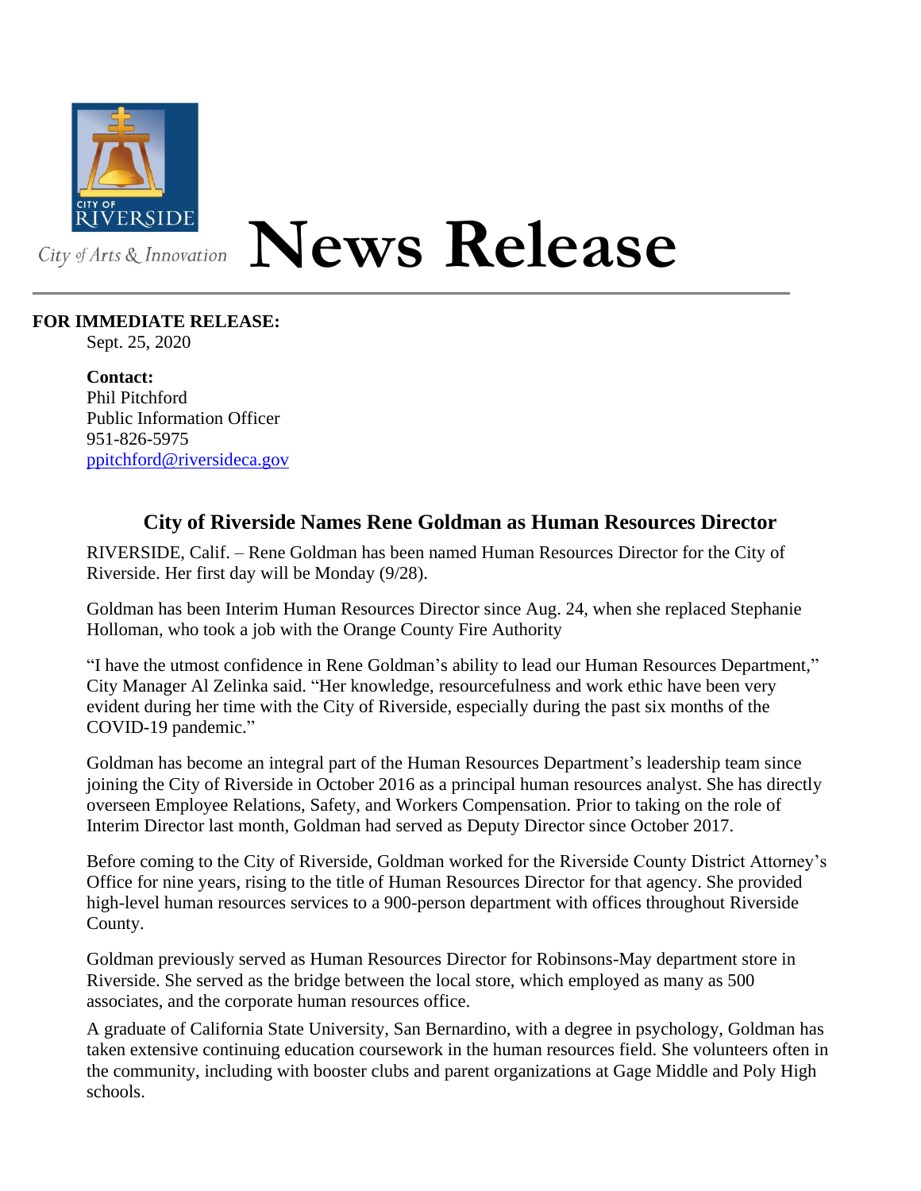CITY OF RIVERSIDE

City of Arts & Innovation

# News Release

**FOR IMMEDIATE RELEASE:**

Sept. 25, 2020

**Contact:**
Phil Pitchford
Public Information Officer
951-826-5975
ppitchford@riversideca.gov

## City of Riverside Names Rene Goldman as Human Resources Director

RIVERSIDE, Calif. – Rene Goldman has been named Human Resources Director for the City of Riverside. Her first day will be Monday (9/28).

Goldman has been Interim Human Resources Director since Aug. 24, when she replaced Stephanie Holloman, who took a job with the Orange County Fire Authority

"I have the utmost confidence in Rene Goldman's ability to lead our Human Resources Department," City Manager Al Zelinka said. "Her knowledge, resourcefulness and work ethic have been very evident during her time with the City of Riverside, especially during the past six months of the COVID-19 pandemic."

Goldman has become an integral part of the Human Resources Department's leadership team since joining the City of Riverside in October 2016 as a principal human resources analyst. She has directly overseen Employee Relations, Safety, and Workers Compensation. Prior to taking on the role of Interim Director last month, Goldman had served as Deputy Director since October 2017.

Before coming to the City of Riverside, Goldman worked for the Riverside County District Attorney's Office for nine years, rising to the title of Human Resources Director for that agency. She provided high-level human resources services to a 900-person department with offices throughout Riverside County.

Goldman previously served as Human Resources Director for Robinsons-May department store in Riverside. She served as the bridge between the local store, which employed as many as 500 associates, and the corporate human resources office.

A graduate of California State University, San Bernardino, with a degree in psychology, Goldman has taken extensive continuing education coursework in the human resources field. She volunteers often in the community, including with booster clubs and parent organizations at Gage Middle and Poly High schools.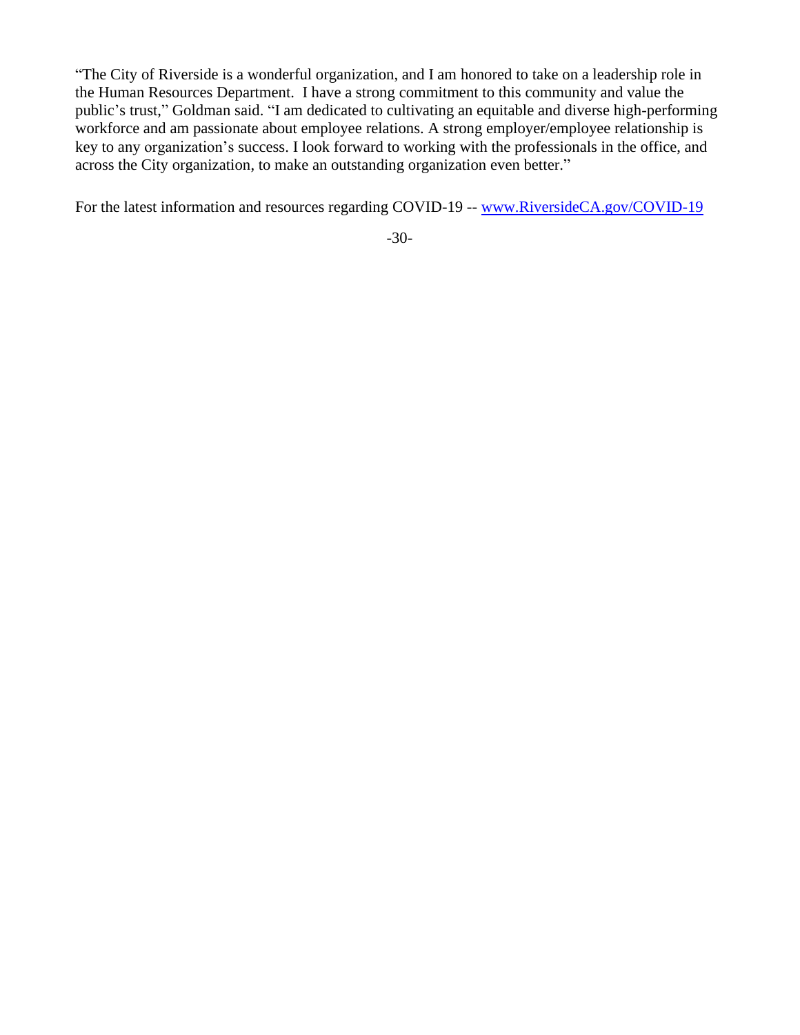"The City of Riverside is a wonderful organization, and I am honored to take on a leadership role in the Human Resources Department. I have a strong commitment to this community and value the public's trust," Goldman said. "I am dedicated to cultivating an equitable and diverse high-performing workforce and am passionate about employee relations. A strong employer/employee relationship is key to any organization's success. I look forward to working with the professionals in the office, and across the City organization, to make an outstanding organization even better."

For the latest information and resources regarding COVID-19 -- [www.RiversideCA.gov/COVID-19](http://www.RiversideCA.gov/COVID-19)

-30-